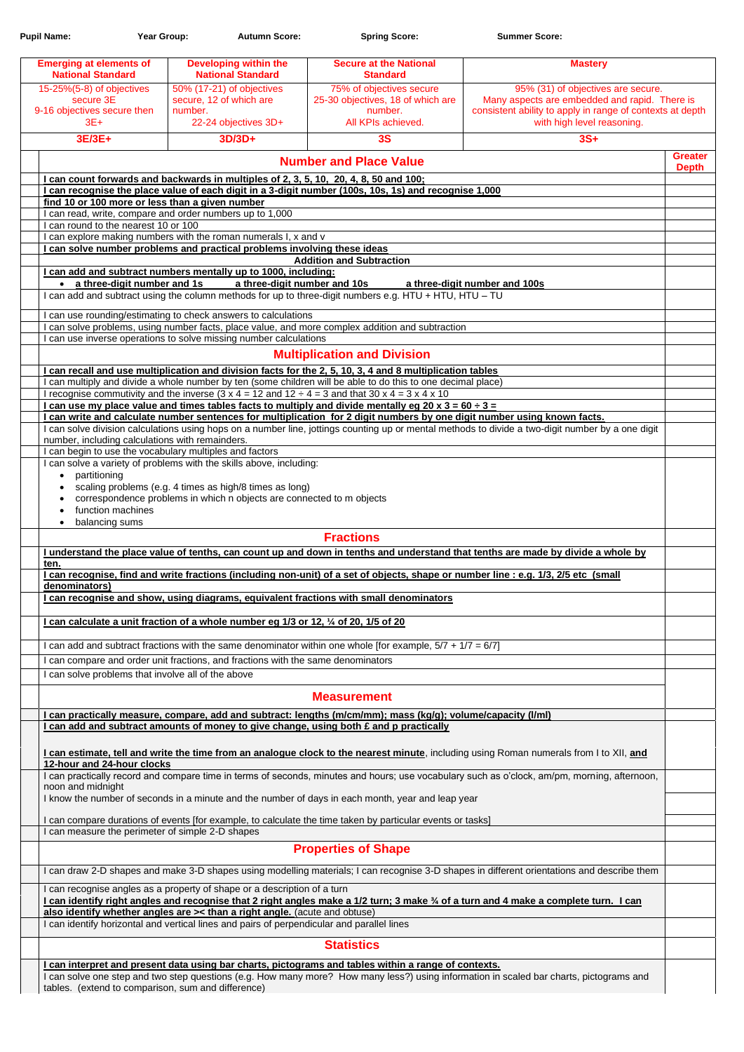**Pupil Name:** **Year Group:** **Autumn Score:** **Spring Score:** **Summer Score:**

| Emerging at elements of National Standard | Developing within the National Standard | Secure at the National Standard | Mastery |
|---|---|---|---|
| 15-25%(5-8) of objectives secure 3E<br>9-16 objectives secure then 3E+ | 50% (17-21) of objectives secure, 12 of which are number.<br>22-24 objectives 3D+ | 75% of objectives secure<br>25-30 objectives, 18 of which are number.<br>All KPIs achieved. | 95% (31) of objectives are secure.<br>Many aspects are embedded and rapid. There is consistent ability to apply in range of contexts at depth with high level reasoning. |
| **3E/3E+** | **3D/3D+** | **3S** | **3S+** |

| | Number and Place Value | Greater Depth |
|---|---|---|
| | **I can count forwards and backwards in multiples of 2, 3, 5, 10, 20, 4, 8, 50 and 100;** | |
| | **I can recognise the place value of each digit in a 3-digit number (100s, 10s, 1s) and recognise 1,000** | |
| | **find 10 or 100 more or less than a given number** | |
| | I can read, write, compare and order numbers up to 1,000 | |
| | I can round to the nearest 10 or 100 | |
| | I can explore making numbers with the roman numerals I, x and v | |
| | **I can solve number problems and practical problems involving these ideas** | |
| | **Addition and Subtraction** | |
| | **I can add and subtract numbers mentally up to 1000, including:**<br>• **a three-digit number and 1s** **a three-digit number and 10s** **a three-digit number and 100s** | |
| | I can add and subtract using the column methods for up to three-digit numbers e.g. HTU + HTU, HTU – TU | |
| | I can use rounding/estimating to check answers to calculations | |
| | I can solve problems, using number facts, place value, and more complex addition and subtraction | |
| | I can use inverse operations to solve missing number calculations | |
| | **Multiplication and Division** | |
| | **I can recall and use multiplication and division facts for the 2, 5, 10, 3, 4 and 8 multiplication tables** | |
| | I can multiply and divide a whole number by ten (some children will be able to do this to one decimal place) | |
| | I recognise commutativity and the inverse (3 x 4 = 12 and 12 ÷ 4 = 3 and that 30 x 4 = 3 x 4 x 10 | |
| | **I can use my place value and times tables facts to multiply and divide mentally eg 20 x 3 = 60 ÷ 3 =** | |
| | **I can write and calculate number sentences for multiplication for 2 digit numbers by one digit number using known facts.** | |
| | I can solve division calculations using hops on a number line, jottings counting up or mental methods to divide a two-digit number by a one digit number, including calculations with remainders. | |
| | I can begin to use the vocabulary multiples and factors | |
| | I can solve a variety of problems with the skills above, including:<br>• partitioning<br>• scaling problems (e.g. 4 times as high/8 times as long)<br>• correspondence problems in which n objects are connected to m objects<br>• function machines<br>• balancing sums | |
| | **Fractions** | |
| | **I understand the place value of tenths, can count up and down in tenths and understand that tenths are made by divide a whole by ten.** | |
| | **I can recognise, find and write fractions (including non-unit) of a set of objects, shape or number line : e.g. 1/3, 2/5 etc (small denominators)** | |
| | **I can recognise and show, using diagrams, equivalent fractions with small denominators** | |
| | **I can calculate a unit fraction of a whole number eg 1/3 or 12, ¼ of 20, 1/5 of 20** | |
| | I can add and subtract fractions with the same denominator within one whole [for example, 5/7 + 1/7 = 6/7] | |
| | I can compare and order unit fractions, and fractions with the same denominators | |
| | I can solve problems that involve all of the above | |
| | **Measurement** | |
| | **I can practically measure, compare, add and subtract: lengths (m/cm/mm); mass (kg/g); volume/capacity (l/ml)** | |
| | **I can add and subtract amounts of money to give change, using both £ and p practically** | |
| | **I can estimate, tell and write the time from an analogue clock to the nearest minute**, including using Roman numerals from I to XII, **and 12-hour and 24-hour clocks** | |
| | I can practically record and compare time in terms of seconds, minutes and hours; use vocabulary such as o'clock, am/pm, morning, afternoon, noon and midnight | |
| | I know the number of seconds in a minute and the number of days in each month, year and leap year | |
| | I can compare durations of events [for example, to calculate the time taken by particular events or tasks] | |
| | I can measure the perimeter of simple 2-D shapes | |
| | **Properties of Shape** | |
| | I can draw 2-D shapes and make 3-D shapes using modelling materials; I can recognise 3-D shapes in different orientations and describe them | |
| | I can recognise angles as a property of shape or a description of a turn | |
| | **I can identify right angles and recognise that 2 right angles make a 1/2 turn; 3 make ¾ of a turn and 4 make a complete turn. I can also identify whether angles are >< than a right angle.** (acute and obtuse) | |
| | I can identify horizontal and vertical lines and pairs of perpendicular and parallel lines | |
| | **Statistics** | |
| | **I can interpret and present data using bar charts, pictograms and tables within a range of contexts.** | |
| | I can solve one step and two step questions (e.g. How many more? How many less?) using information in scaled bar charts, pictograms and tables. (extend to comparison, sum and difference) | |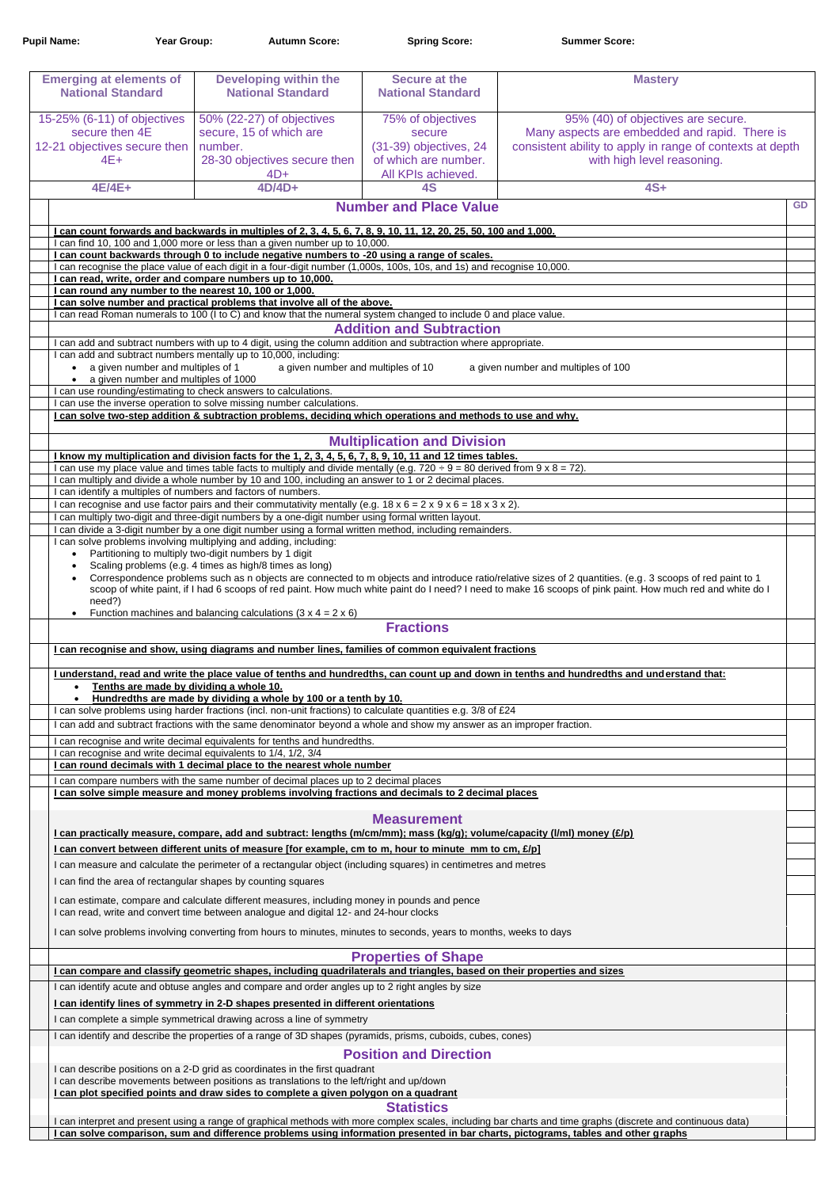**Pupil Name:** **Year Group:** **Autumn Score:** **Spring Score:** **Summer Score:**

| Emerging at elements of National Standard | Developing within the National Standard | Secure at the National Standard | Mastery |
|---|---|---|---|
| 15-25% (6-11) of objectives secure then 4E<br>12-21 objectives secure then 4E+ | 50% (22-27) of objectives secure, 15 of which are number.<br>28-30 objectives secure then 4D+ | 75% of objectives secure<br>(31-39) objectives, 24 of which are number.<br>All KPIs achieved. | 95% (40) of objectives are secure.<br>Many aspects are embedded and rapid. There is consistent ability to apply in range of contexts at depth with high level reasoning. |
| 4E/4E+ | 4D/4D+ | 4S | 4S+ |

| Objective | GD |
|---|---|
| **Number and Place Value** | |
| **I can count forwards and backwards in multiples of 2, 3, 4, 5, 6, 7, 8, 9, 10, 11, 12, 20, 25, 50, 100 and 1,000.** | |
| I can find 10, 100 and 1,000 more or less than a given number up to 10,000. | |
| **I can count backwards through 0 to include negative numbers to -20 using a range of scales.** | |
| I can recognise the place value of each digit in a four-digit number (1,000s, 100s, 10s, and 1s) and recognise 10,000. | |
| **I can read, write, order and compare numbers up to 10,000.** | |
| **I can round any number to the nearest 10, 100 or 1,000.** | |
| **I can solve number and practical problems that involve all of the above.** | |
| I can read Roman numerals to 100 (I to C) and know that the numeral system changed to include 0 and place value. | |
| **Addition and Subtraction** | |
| I can add and subtract numbers with up to 4 digit, using the column addition and subtraction where appropriate. | |
| I can add and subtract numbers mentally up to 10,000, including:<br>• a given number and multiples of 1 &nbsp;&nbsp; a given number and multiples of 10 &nbsp;&nbsp; a given number and multiples of 100<br>• a given number and multiples of 1000 | |
| I can use rounding/estimating to check answers to calculations. | |
| I can use the inverse operation to solve missing number calculations. | |
| **I can solve two-step addition & subtraction problems, deciding which operations and methods to use and why.** | |
| **Multiplication and Division** | |
| **I know my multiplication and division facts for the 1, 2, 3, 4, 5, 6, 7, 8, 9, 10, 11 and 12 times tables.** | |
| I can use my place value and times table facts to multiply and divide mentally (e.g. 720 ÷ 9 = 80 derived from 9 x 8 = 72). | |
| I can multiply and divide a whole number by 10 and 100, including an answer to 1 or 2 decimal places. | |
| I can identify a multiples of numbers and factors of numbers. | |
| I can recognise and use factor pairs and their commutativity mentally (e.g. 18 x 6 = 2 x 9 x 6 = 18 x 3 x 2). | |
| I can multiply two-digit and three-digit numbers by a one-digit number using formal written layout. | |
| I can divide a 3-digit number by a one digit number using a formal written method, including remainders. | |
| I can solve problems involving multiplying and adding, including:<br>• Partitioning to multiply two-digit numbers by 1 digit<br>• Scaling problems (e.g. 4 times as high/8 times as long)<br>• Correspondence problems such as n objects are connected to m objects and introduce ratio/relative sizes of 2 quantities. (e.g. 3 scoops of red paint to 1 scoop of white paint, if I had 6 scoops of red paint. How much white paint do I need? I need to make 16 scoops of pink paint. How much red and white do I need?)<br>• Function machines and balancing calculations (3 x 4 = 2 x 6) | |
| **Fractions** | |
| **I can recognise and show, using diagrams and number lines, families of common equivalent fractions** | |
| **I understand, read and write the place value of tenths and hundredths, can count up and down in tenths and hundredths and understand that:**<br>• **Tenths are made by dividing a whole 10.**<br>• **Hundredths are made by dividing a whole by 100 or a tenth by 10.** | |
| I can solve problems using harder fractions (incl. non-unit fractions) to calculate quantities e.g. 3/8 of £24 | |
| I can add and subtract fractions with the same denominator beyond a whole and show my answer as an improper fraction. | |
| I can recognise and write decimal equivalents for tenths and hundredths. | |
| I can recognise and write decimal equivalents to 1/4, 1/2, 3/4 | |
| **I can round decimals with 1 decimal place to the nearest whole number** | |
| I can compare numbers with the same number of decimal places up to 2 decimal places | |
| **I can solve simple measure and money problems involving fractions and decimals to 2 decimal places** | |
| **Measurement** | |
| **I can practically measure, compare, add and subtract: lengths (m/cm/mm); mass (kg/g); volume/capacity (l/ml) money (£/p)** | |
| **I can convert between different units of measure [for example, cm to m, hour to minute mm to cm, £/p]** | |
| I can measure and calculate the perimeter of a rectangular object (including squares) in centimetres and metres | |
| I can find the area of rectangular shapes by counting squares | |
| I can estimate, compare and calculate different measures, including money in pounds and pence | |
| I can read, write and convert time between analogue and digital 12- and 24-hour clocks | |
| I can solve problems involving converting from hours to minutes, minutes to seconds, years to months, weeks to days | |
| **Properties of Shape** | |
| **I can compare and classify geometric shapes, including quadrilaterals and triangles, based on their properties and sizes** | |
| I can identify acute and obtuse angles and compare and order angles up to 2 right angles by size | |
| **I can identify lines of symmetry in 2-D shapes presented in different orientations** | |
| I can complete a simple symmetrical drawing across a line of symmetry | |
| I can identify and describe the properties of a range of 3D shapes (pyramids, prisms, cuboids, cubes, cones) | |
| **Position and Direction** | |
| I can describe positions on a 2-D grid as coordinates in the first quadrant | |
| I can describe movements between positions as translations to the left/right and up/down | |
| **I can plot specified points and draw sides to complete a given polygon on a quadrant** | |
| **Statistics** | |
| I can interpret and present using a range of graphical methods with more complex scales, including bar charts and time graphs (discrete and continuous data) | |
| **I can solve comparison, sum and difference problems using information presented in bar charts, pictograms, tables and other graphs** | |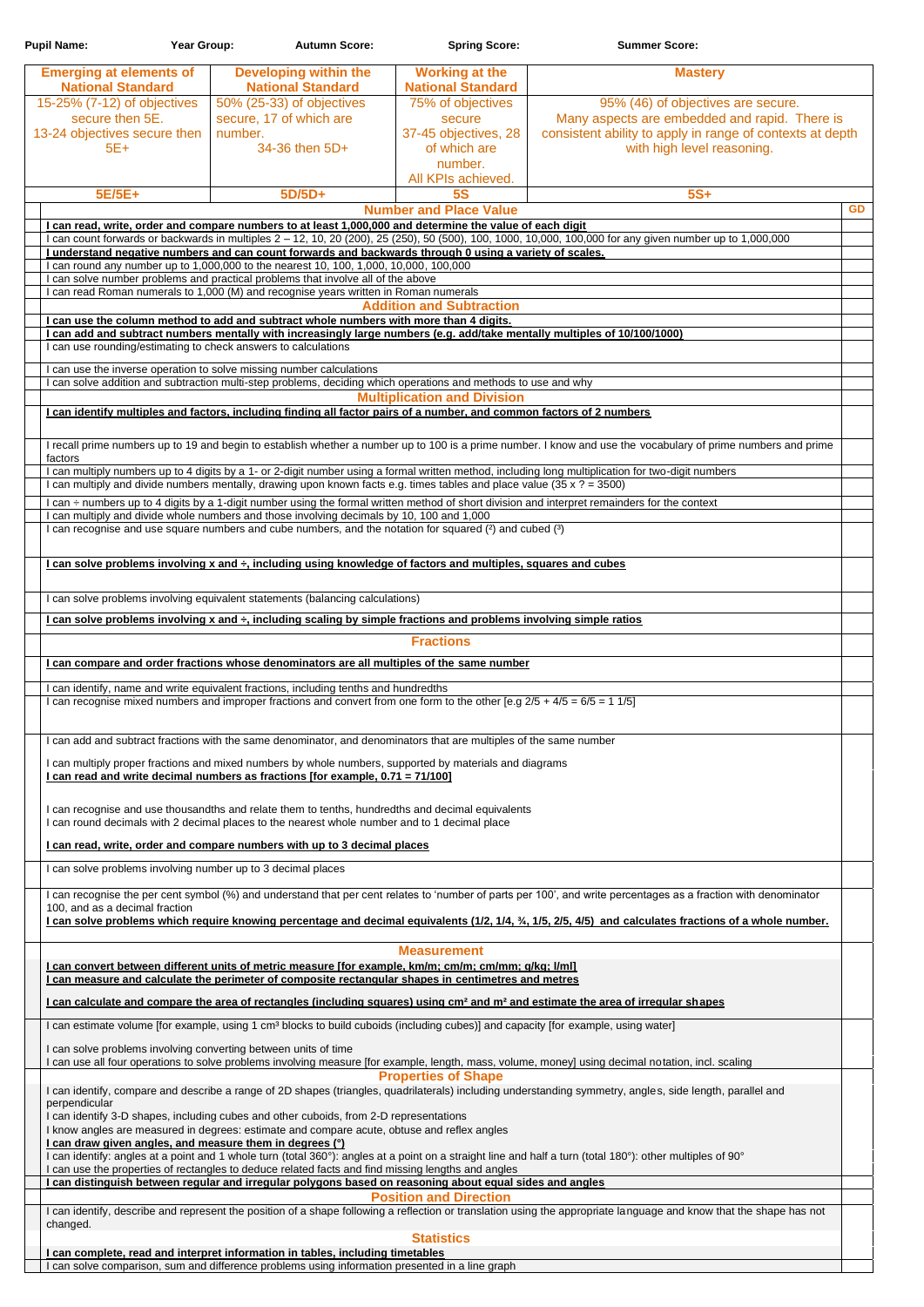**Pupil Name:** | **Year Group:** | **Autumn Score:** | **Spring Score:** | **Summer Score:**

| Emerging at elements of National Standard | Developing within the National Standard | Working at the National Standard | Mastery |
|---|---|---|---|
| 15-25% (7-12) of objectives secure then 5E. 13-24 objectives secure then 5E+ | 50% (25-33) of objectives secure, 17 of which are number. 34-36 then 5D+ | 75% of objectives secure 37-45 objectives, 28 of which are number. All KPIs achieved. | 95% (46) of objectives are secure. Many aspects are embedded and rapid. There is consistent ability to apply in range of contexts at depth with high level reasoning. |
| 5E/5E+ | 5D/5D+ | 5S | 5S+ |

| Objective | GD |
|---|---|
| **Number and Place Value** | |
| **<u>I can read, write, order and compare numbers to at least 1,000,000 and determine the value of each digit</u>** | |
| I can count forwards or backwards in multiples 2 – 12, 10, 20 (200), 25 (250), 50 (500), 100, 1000, 10,000, 100,000 for any given number up to 1,000,000 | |
| **<u>I understand negative numbers and can count forwards and backwards through 0 using a variety of scales.</u>** | |
| I can round any number up to 1,000,000 to the nearest 10, 100, 1,000, 10,000, 100,000 | |
| I can solve number problems and practical problems that involve all of the above | |
| I can read Roman numerals to 1,000 (M) and recognise years written in Roman numerals | |
| **Addition and Subtraction** | |
| **<u>I can use the column method to add and subtract whole numbers with more than 4 digits.</u>** | |
| **<u>I can add and subtract numbers mentally with increasingly large numbers (e.g. add/take mentally multiples of 10/100/1000)</u>** | |
| I can use rounding/estimating to check answers to calculations | |
| I can use the inverse operation to solve missing number calculations | |
| I can solve addition and subtraction multi-step problems, deciding which operations and methods to use and why | |
| **Multiplication and Division** | |
| **<u>I can identify multiples and factors, including finding all factor pairs of a number, and common factors of 2 numbers</u>** | |
| I recall prime numbers up to 19 and begin to establish whether a number up to 100 is a prime number. I know and use the vocabulary of prime numbers and prime factors | |
| I can multiply numbers up to 4 digits by a 1- or 2-digit number using a formal written method, including long multiplication for two-digit numbers | |
| I can multiply and divide numbers mentally, drawing upon known facts e.g. times tables and place value (35 x ? = 3500) | |
| I can ÷ numbers up to 4 digits by a 1-digit number using the formal written method of short division and interpret remainders for the context | |
| I can multiply and divide whole numbers and those involving decimals by 10, 100 and 1,000 | |
| I can recognise and use square numbers and cube numbers, and the notation for squared ($^2$) and cubed ($^3$) | |
| **<u>I can solve problems involving x and ÷, including using knowledge of factors and multiples, squares and cubes</u>** | |
| I can solve problems involving equivalent statements (balancing calculations) | |
| **<u>I can solve problems involving x and ÷, including scaling by simple fractions and problems involving simple ratios</u>** | |
| **Fractions** | |
| **<u>I can compare and order fractions whose denominators are all multiples of the same number</u>** | |
| I can identify, name and write equivalent fractions, including tenths and hundredths | |
| I can recognise mixed numbers and improper fractions and convert from one form to the other [e.g 2/5 + 4/5 = 6/5 = 1 1/5] | |
| I can add and subtract fractions with the same denominator, and denominators that are multiples of the same number | |
| I can multiply proper fractions and mixed numbers by whole numbers, supported by materials and diagrams<br>**<u>I can read and write decimal numbers as fractions [for example, 0.71 = 71/100]</u>** | |
| I can recognise and use thousandths and relate them to tenths, hundredths and decimal equivalents<br>I can round decimals with 2 decimal places to the nearest whole number and to 1 decimal place | |
| **<u>I can read, write, order and compare numbers with up to 3 decimal places</u>** | |
| I can solve problems involving number up to 3 decimal places | |
| I can recognise the per cent symbol (%) and understand that per cent relates to 'number of parts per 100', and write percentages as a fraction with denominator 100, and as a decimal fraction<br>**<u>I can solve problems which require knowing percentage and decimal equivalents (1/2, 1/4, ¾, 1/5, 2/5, 4/5) and calculates fractions of a whole number.</u>** | |
| **Measurement** | |
| **<u>I can convert between different units of metric measure [for example, km/m; cm/m; cm/mm; g/kg; l/ml]</u>**<br>**<u>I can measure and calculate the perimeter of composite rectangular shapes in centimetres and metres</u>**<br>**<u>I can calculate and compare the area of rectangles (including squares) using cm² and m² and estimate the area of irregular shapes</u>** | |
| I can estimate volume [for example, using 1 cm³ blocks to build cuboids (including cubes)] and capacity [for example, using water]<br>I can solve problems involving converting between units of time<br>I can use all four operations to solve problems involving measure [for example, length, mass, volume, money] using decimal notation, incl. scaling | |
| **Properties of Shape** | |
| I can identify, compare and describe a range of 2D shapes (triangles, quadrilaterals) including understanding symmetry, angles, side length, parallel and perpendicular<br>I can identify 3-D shapes, including cubes and other cuboids, from 2-D representations<br>I know angles are measured in degrees: estimate and compare acute, obtuse and reflex angles<br>**<u>I can draw given angles, and measure them in degrees (°)</u>**<br>I can identify: angles at a point and 1 whole turn (total 360°): angles at a point on a straight line and half a turn (total 180°): other multiples of 90°<br>I can use the properties of rectangles to deduce related facts and find missing lengths and angles | |
| **<u>I can distinguish between regular and irregular polygons based on reasoning about equal sides and angles</u>** | |
| **Position and Direction** | |
| I can identify, describe and represent the position of a shape following a reflection or translation using the appropriate language and know that the shape has not changed. | |
| **Statistics** | |
| **<u>I can complete, read and interpret information in tables, including timetables</u>** | |
| I can solve comparison, sum and difference problems using information presented in a line graph | |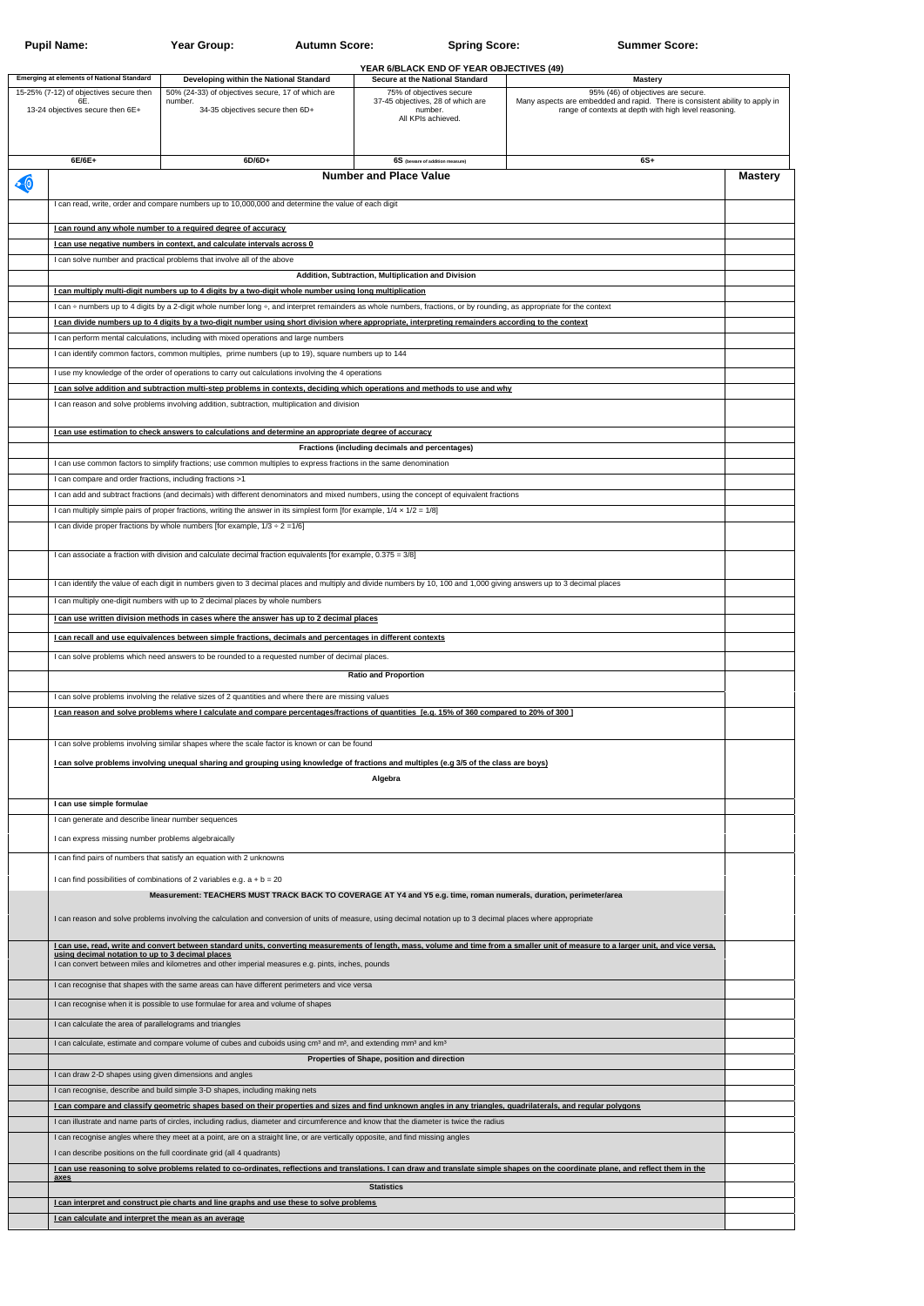**Pupil Name:** **Year Group:** **Autumn Score:** **Spring Score:** **Summer Score:**

## YEAR 6/BLACK END OF YEAR OBJECTIVES (49)

| Emerging at elements of National Standard | Developing within the National Standard | Secure at the National Standard | Mastery |
|---|---|---|---|
| 15-25% (7-12) of objectives secure then 6E. 13-24 objectives secure then 6E+ | 50% (24-33) of objectives secure, 17 of which are number. 34-35 objectives secure then 6D+ | 75% of objectives secure 37-45 objectives, 28 of which are number. All KPIs achieved. | 95% (46) of objectives are secure. Many aspects are embedded and rapid. There is consistent ability to apply in range of contexts at depth with high level reasoning. |
| 6E/6E+ | 6D/6D+ | 6S (beware of addition measure) | 6S+ |

| | Number and Place Value | Mastery |
|---|---|---|
| | I can read, write, order and compare numbers up to 10,000,000 and determine the value of each digit | |
| | **I can round any whole number to a required degree of accuracy** | |
| | **I can use negative numbers in context, and calculate intervals across 0** | |
| | I can solve number and practical problems that involve all of the above | |
| | **Addition, Subtraction, Multiplication and Division** | |
| | **I can multiply multi-digit numbers up to 4 digits by a two-digit whole number using long multiplication** | |
| | I can ÷ numbers up to 4 digits by a 2-digit whole number long ÷, and interpret remainders as whole numbers, fractions, or by rounding, as appropriate for the context | |
| | **I can divide numbers up to 4 digits by a two-digit number using short division where appropriate, interpreting remainders according to the context** | |
| | I can perform mental calculations, including with mixed operations and large numbers | |
| | I can identify common factors, common multiples, prime numbers (up to 19), square numbers up to 144 | |
| | I use my knowledge of the order of operations to carry out calculations involving the 4 operations | |
| | **I can solve addition and subtraction multi-step problems in contexts, deciding which operations and methods to use and why** | |
| | I can reason and solve problems involving addition, subtraction, multiplication and division | |
| | **I can use estimation to check answers to calculations and determine an appropriate degree of accuracy** | |
| | **Fractions (including decimals and percentages)** | |
| | I can use common factors to simplify fractions; use common multiples to express fractions in the same denomination | |
| | I can compare and order fractions, including fractions >1 | |
| | I can add and subtract fractions (and decimals) with different denominators and mixed numbers, using the concept of equivalent fractions | |
| | I can multiply simple pairs of proper fractions, writing the answer in its simplest form [for example, $1/4 \times 1/2 = 1/8$] | |
| | I can divide proper fractions by whole numbers [for example, $1/3 \div 2 = 1/6$] | |
| | I can associate a fraction with division and calculate decimal fraction equivalents [for example, $0.375 = 3/8$] | |
| | I can identify the value of each digit in numbers given to 3 decimal places and multiply and divide numbers by 10, 100 and 1,000 giving answers up to 3 decimal places | |
| | I can multiply one-digit numbers with up to 2 decimal places by whole numbers | |
| | **I can use written division methods in cases where the answer has up to 2 decimal places** | |
| | **I can recall and use equivalences between simple fractions, decimals and percentages in different contexts** | |
| | I can solve problems which need answers to be rounded to a requested number of decimal places. | |
| | **Ratio and Proportion** | |
| | I can solve problems involving the relative sizes of 2 quantities and where there are missing values | |
| | **I can reason and solve problems where I calculate and compare percentages/fractions of quantities [e.g. 15% of 360 compared to 20% of 300 ]** | |
| | I can solve problems involving similar shapes where the scale factor is known or can be found | |
| | **I can solve problems involving unequal sharing and grouping using knowledge of fractions and multiples (e.g 3/5 of the class are boys)** | |
| | **Algebra** | |
| | **I can use simple formulae** | |
| | I can generate and describe linear number sequences | |
| | I can express missing number problems algebraically | |
| | I can find pairs of numbers that satisfy an equation with 2 unknowns | |
| | I can find possibilities of combinations of 2 variables e.g. $a + b = 20$ | |
| | **Measurement: TEACHERS MUST TRACK BACK TO COVERAGE AT Y4 and Y5 e.g. time, roman numerals, duration, perimeter/area** | |
| | I can reason and solve problems involving the calculation and conversion of units of measure, using decimal notation up to 3 decimal places where appropriate | |
| | **I can use, read, write and convert between standard units, converting measurements of length, mass, volume and time from a smaller unit of measure to a larger unit, and vice versa, using decimal notation up to up to 3 decimal places** | |
| | I can convert between miles and kilometres and other imperial measures e.g. pints, inches, pounds | |
| | I can recognise that shapes with the same areas can have different perimeters and vice versa | |
| | I can recognise when it is possible to use formulae for area and volume of shapes | |
| | I can calculate the area of parallelograms and triangles | |
| | I can calculate, estimate and compare volume of cubes and cuboids using $cm^3$ and $m^3$, and extending $mm^3$ and $km^3$ | |
| | **Properties of Shape, position and direction** | |
| | I can draw 2-D shapes using given dimensions and angles | |
| | I can recognise, describe and build simple 3-D shapes, including making nets | |
| | **I can compare and classify geometric shapes based on their properties and sizes and find unknown angles in any triangles, quadrilaterals, and regular polygons** | |
| | I can illustrate and name parts of circles, including radius, diameter and circumference and know that the diameter is twice the radius | |
| | I can recognise angles where they meet at a point, are on a straight line, or are vertically opposite, and find missing angles | |
| | I can describe positions on the full coordinate grid (all 4 quadrants) | |
| | **I can use reasoning to solve problems related to co-ordinates, reflections and translations. I can draw and translate simple shapes on the coordinate plane, and reflect them in the axes** | |
| | **Statistics** | |
| | **I can interpret and construct pie charts and line graphs and use these to solve problems** | |
| | **I can calculate and interpret the mean as an average** | |